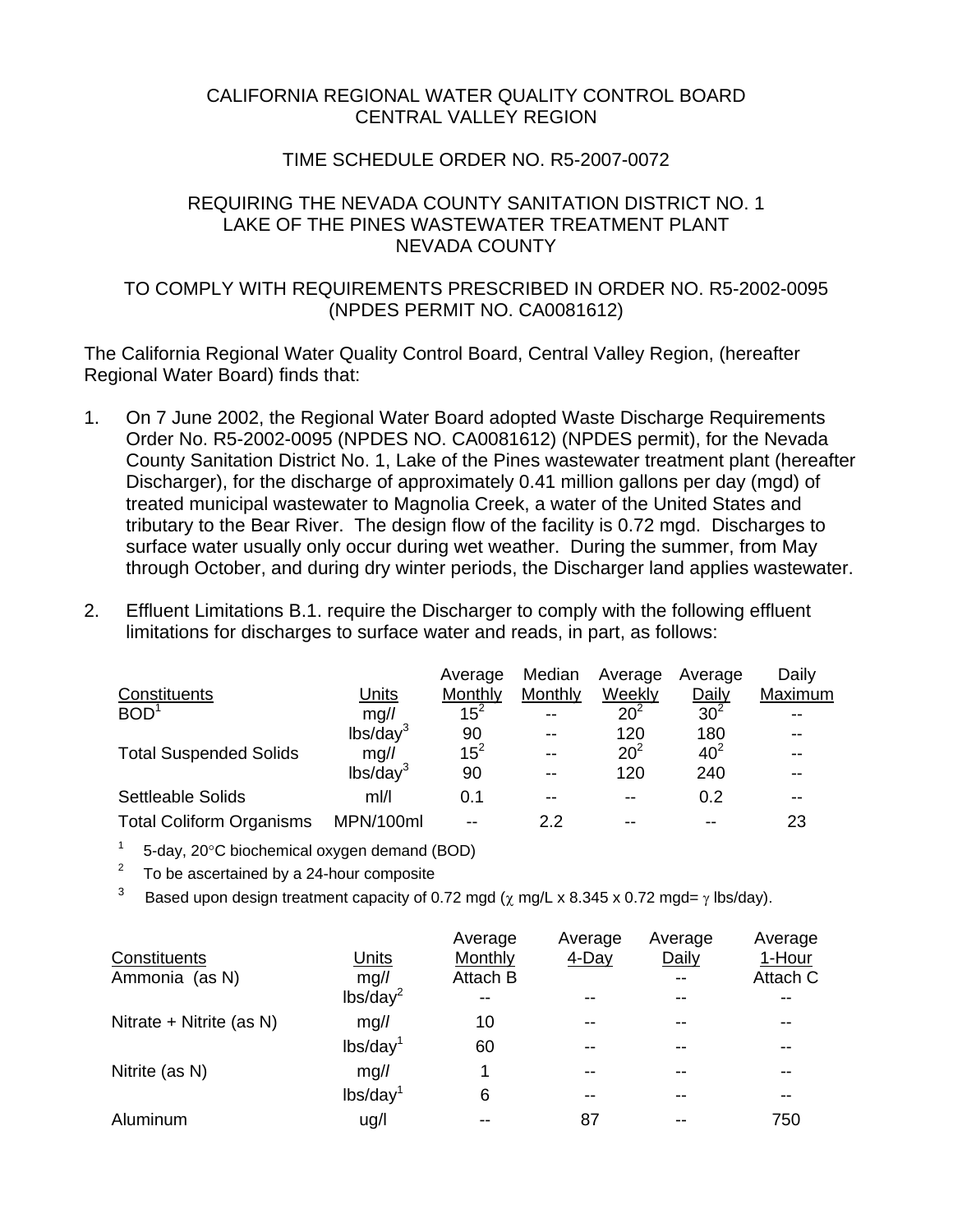CALIFORNIA REGIONAL WATER QUALITY CONTROL BOARD
CENTRAL VALLEY REGION

TIME SCHEDULE ORDER NO. R5-2007-0072

REQUIRING THE NEVADA COUNTY SANITATION DISTRICT NO. 1
LAKE OF THE PINES WASTEWATER TREATMENT PLANT
NEVADA COUNTY

TO COMPLY WITH REQUIREMENTS PRESCRIBED IN ORDER NO. R5-2002-0095
(NPDES PERMIT NO. CA0081612)

The California Regional Water Quality Control Board, Central Valley Region, (hereafter Regional Water Board) finds that:

1. On 7 June 2002, the Regional Water Board adopted Waste Discharge Requirements Order No. R5-2002-0095 (NPDES NO. CA0081612) (NPDES permit), for the Nevada County Sanitation District No. 1, Lake of the Pines wastewater treatment plant (hereafter Discharger), for the discharge of approximately 0.41 million gallons per day (mgd) of treated municipal wastewater to Magnolia Creek, a water of the United States and tributary to the Bear River. The design flow of the facility is 0.72 mgd. Discharges to surface water usually only occur during wet weather. During the summer, from May through October, and during dry winter periods, the Discharger land applies wastewater.

2. Effluent Limitations B.1. require the Discharger to comply with the following effluent limitations for discharges to surface water and reads, in part, as follows:

| Constituents | Units | Average Monthly | Median Monthly | Average Weekly | Average Daily | Daily Maximum |
|---|---|---|---|---|---|---|
| BOD[1] | mg/l | 15[2] | -- | 20[2] | 30[2] | -- |
| | lbs/day[3] | 90 | -- | 120 | 180 | -- |
| Total Suspended Solids | mg/l | 15[2] | -- | 20[2] | 40[2] | -- |
| | lbs/day[3] | 90 | -- | 120 | 240 | -- |
| Settleable Solids | ml/l | 0.1 | -- | -- | 0.2 | -- |
| Total Coliform Organisms | MPN/100ml | -- | 2.2 | -- | -- | 23 |

[1] 5-day, 20°C biochemical oxygen demand (BOD)

[2] To be ascertained by a 24-hour composite

[3] Based upon design treatment capacity of 0.72 mgd ($\chi$ mg/L x 8.345 x 0.72 mgd= $\gamma$ lbs/day).

| Constituents | Units | Average Monthly | Average 4-Day | Average Daily | Average 1-Hour |
|---|---|---|---|---|---|
| Ammonia (as N) | mg/l | Attach B | | -- | Attach C |
| | lbs/day[2] | -- | -- | -- | -- |
| Nitrate + Nitrite (as N) | mg/l | 10 | -- | -- | -- |
| | lbs/day[1] | 60 | -- | -- | -- |
| Nitrite (as N) | mg/l | 1 | -- | -- | -- |
| | lbs/day[1] | 6 | -- | -- | -- |
| Aluminum | ug/l | -- | 87 | -- | 750 |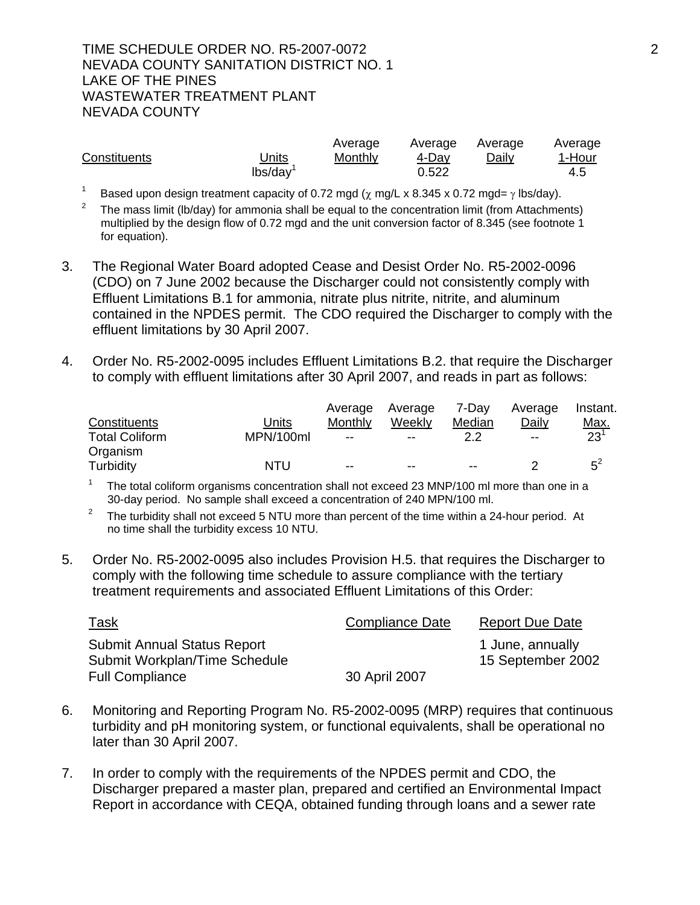| Constituents | Units | Average Monthly | Average 4-Day | Average Daily | Average 1-Hour |
|---|---|---|---|---|---|
| | lbs/day[1] | | 0.522 | | 4.5 |

[1] Based upon design treatment capacity of 0.72 mgd ($\chi$ mg/L x 8.345 x 0.72 mgd= $\gamma$ lbs/day).

[2] The mass limit (lb/day) for ammonia shall be equal to the concentration limit (from Attachments) multiplied by the design flow of 0.72 mgd and the unit conversion factor of 8.345 (see footnote 1 for equation).

3. The Regional Water Board adopted Cease and Desist Order No. R5-2002-0096 (CDO) on 7 June 2002 because the Discharger could not consistently comply with Effluent Limitations B.1 for ammonia, nitrate plus nitrite, nitrite, and aluminum contained in the NPDES permit. The CDO required the Discharger to comply with the effluent limitations by 30 April 2007.

4. Order No. R5-2002-0095 includes Effluent Limitations B.2. that require the Discharger to comply with effluent limitations after 30 April 2007, and reads in part as follows:

| Constituents | Units | Average Monthly | Average Weekly | 7-Day Median | Average Daily | Instant. Max. |
|---|---|---|---|---|---|---|
| Total Coliform Organism | MPN/100ml | -- | -- | 2.2 | -- | 23[1] |
| Turbidity | NTU | -- | -- | -- | 2 | 5[2] |

[1] The total coliform organisms concentration shall not exceed 23 MNP/100 ml more than one in a 30-day period. No sample shall exceed a concentration of 240 MPN/100 ml.

[2] The turbidity shall not exceed 5 NTU more than percent of the time within a 24-hour period. At no time shall the turbidity excess 10 NTU.

5. Order No. R5-2002-0095 also includes Provision H.5. that requires the Discharger to comply with the following time schedule to assure compliance with the tertiary treatment requirements and associated Effluent Limitations of this Order:

| Task | Compliance Date | Report Due Date |
|---|---|---|
| Submit Annual Status Report | | 1 June, annually |
| Submit Workplan/Time Schedule | | 15 September 2002 |
| Full Compliance | 30 April 2007 | |

6. Monitoring and Reporting Program No. R5-2002-0095 (MRP) requires that continuous turbidity and pH monitoring system, or functional equivalents, shall be operational no later than 30 April 2007.

7. In order to comply with the requirements of the NPDES permit and CDO, the Discharger prepared a master plan, prepared and certified an Environmental Impact Report in accordance with CEQA, obtained funding through loans and a sewer rate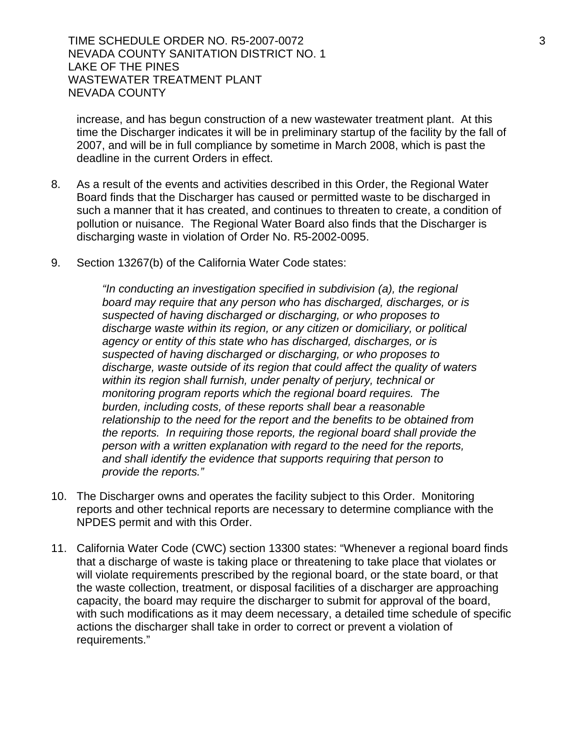increase, and has begun construction of a new wastewater treatment plant. At this time the Discharger indicates it will be in preliminary startup of the facility by the fall of 2007, and will be in full compliance by sometime in March 2008, which is past the deadline in the current Orders in effect.

8. As a result of the events and activities described in this Order, the Regional Water Board finds that the Discharger has caused or permitted waste to be discharged in such a manner that it has created, and continues to threaten to create, a condition of pollution or nuisance. The Regional Water Board also finds that the Discharger is discharging waste in violation of Order No. R5-2002-0095.

9. Section 13267(b) of the California Water Code states:

   *"In conducting an investigation specified in subdivision (a), the regional board may require that any person who has discharged, discharges, or is suspected of having discharged or discharging, or who proposes to discharge waste within its region, or any citizen or domiciliary, or political agency or entity of this state who has discharged, discharges, or is suspected of having discharged or discharging, or who proposes to discharge, waste outside of its region that could affect the quality of waters within its region shall furnish, under penalty of perjury, technical or monitoring program reports which the regional board requires. The burden, including costs, of these reports shall bear a reasonable relationship to the need for the report and the benefits to be obtained from the reports. In requiring those reports, the regional board shall provide the person with a written explanation with regard to the need for the reports, and shall identify the evidence that supports requiring that person to provide the reports."*

10. The Discharger owns and operates the facility subject to this Order. Monitoring reports and other technical reports are necessary to determine compliance with the NPDES permit and with this Order.

11. California Water Code (CWC) section 13300 states: "Whenever a regional board finds that a discharge of waste is taking place or threatening to take place that violates or will violate requirements prescribed by the regional board, or the state board, or that the waste collection, treatment, or disposal facilities of a discharger are approaching capacity, the board may require the discharger to submit for approval of the board, with such modifications as it may deem necessary, a detailed time schedule of specific actions the discharger shall take in order to correct or prevent a violation of requirements."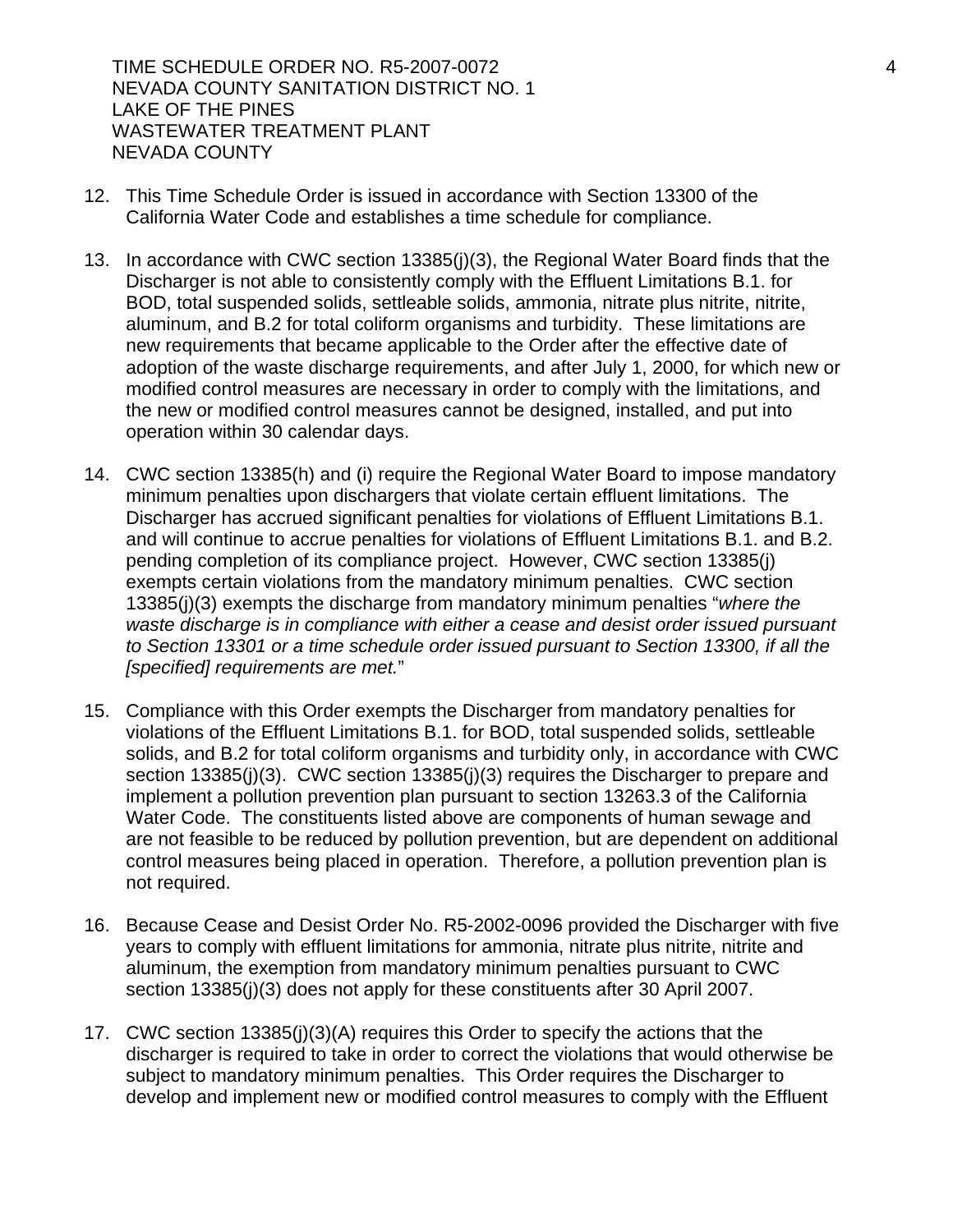12. This Time Schedule Order is issued in accordance with Section 13300 of the California Water Code and establishes a time schedule for compliance.

13. In accordance with CWC section 13385(j)(3), the Regional Water Board finds that the Discharger is not able to consistently comply with the Effluent Limitations B.1. for BOD, total suspended solids, settleable solids, ammonia, nitrate plus nitrite, nitrite, aluminum, and B.2 for total coliform organisms and turbidity. These limitations are new requirements that became applicable to the Order after the effective date of adoption of the waste discharge requirements, and after July 1, 2000, for which new or modified control measures are necessary in order to comply with the limitations, and the new or modified control measures cannot be designed, installed, and put into operation within 30 calendar days.

14. CWC section 13385(h) and (i) require the Regional Water Board to impose mandatory minimum penalties upon dischargers that violate certain effluent limitations. The Discharger has accrued significant penalties for violations of Effluent Limitations B.1. and will continue to accrue penalties for violations of Effluent Limitations B.1. and B.2. pending completion of its compliance project. However, CWC section 13385(j) exempts certain violations from the mandatory minimum penalties. CWC section 13385(j)(3) exempts the discharge from mandatory minimum penalties "*where the waste discharge is in compliance with either a cease and desist order issued pursuant to Section 13301 or a time schedule order issued pursuant to Section 13300, if all the [specified] requirements are met.*"

15. Compliance with this Order exempts the Discharger from mandatory penalties for violations of the Effluent Limitations B.1. for BOD, total suspended solids, settleable solids, and B.2 for total coliform organisms and turbidity only, in accordance with CWC section 13385(j)(3). CWC section 13385(j)(3) requires the Discharger to prepare and implement a pollution prevention plan pursuant to section 13263.3 of the California Water Code. The constituents listed above are components of human sewage and are not feasible to be reduced by pollution prevention, but are dependent on additional control measures being placed in operation. Therefore, a pollution prevention plan is not required.

16. Because Cease and Desist Order No. R5-2002-0096 provided the Discharger with five years to comply with effluent limitations for ammonia, nitrate plus nitrite, nitrite and aluminum, the exemption from mandatory minimum penalties pursuant to CWC section 13385(j)(3) does not apply for these constituents after 30 April 2007.

17. CWC section 13385(j)(3)(A) requires this Order to specify the actions that the discharger is required to take in order to correct the violations that would otherwise be subject to mandatory minimum penalties. This Order requires the Discharger to develop and implement new or modified control measures to comply with the Effluent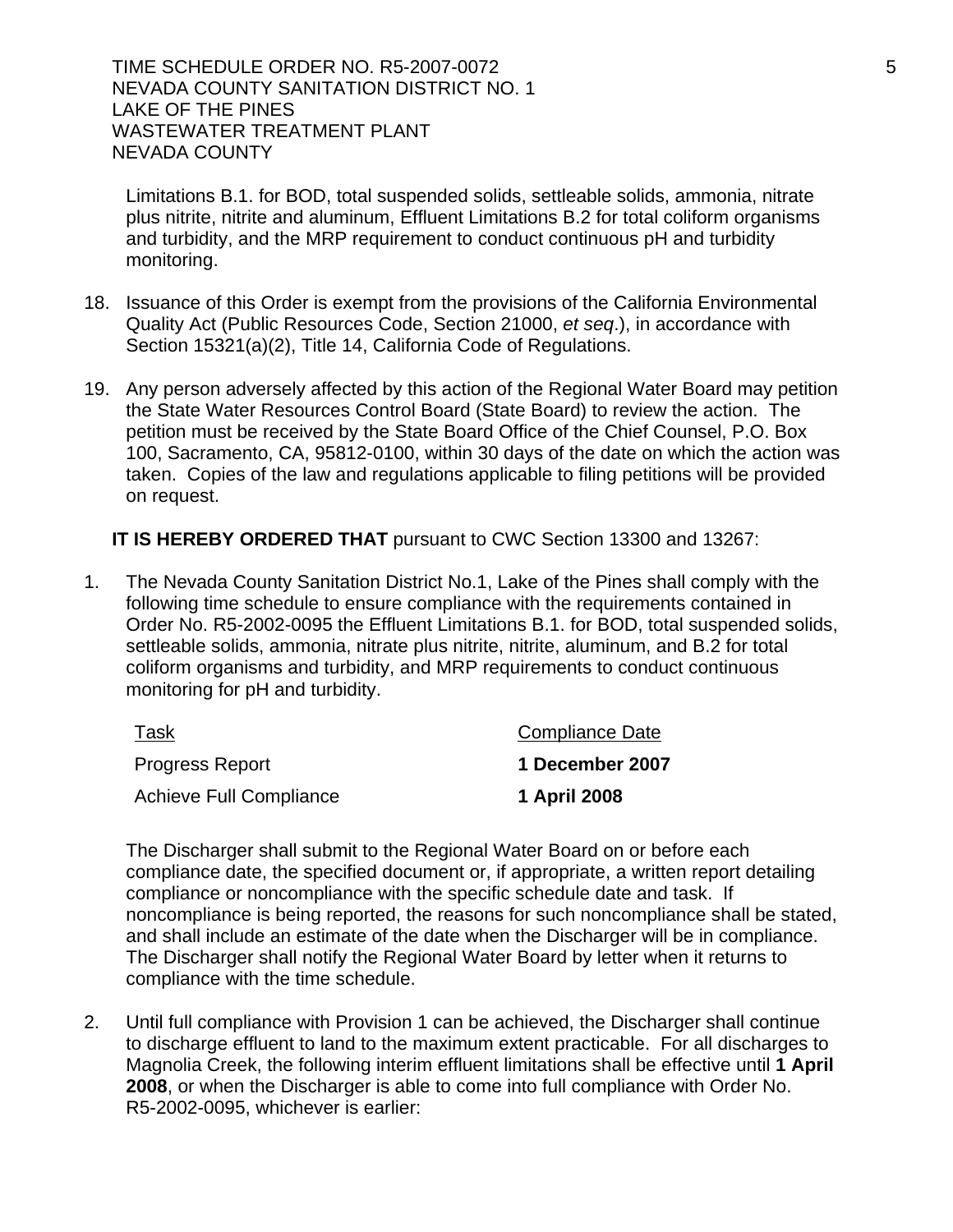Limitations B.1. for BOD, total suspended solids, settleable solids, ammonia, nitrate plus nitrite, nitrite and aluminum, Effluent Limitations B.2 for total coliform organisms and turbidity, and the MRP requirement to conduct continuous pH and turbidity monitoring.

18. Issuance of this Order is exempt from the provisions of the California Environmental Quality Act (Public Resources Code, Section 21000, *et seq*.), in accordance with Section 15321(a)(2), Title 14, California Code of Regulations.

19. Any person adversely affected by this action of the Regional Water Board may petition the State Water Resources Control Board (State Board) to review the action. The petition must be received by the State Board Office of the Chief Counsel, P.O. Box 100, Sacramento, CA, 95812-0100, within 30 days of the date on which the action was taken. Copies of the law and regulations applicable to filing petitions will be provided on request.

**IT IS HEREBY ORDERED THAT** pursuant to CWC Section 13300 and 13267:

1. The Nevada County Sanitation District No.1, Lake of the Pines shall comply with the following time schedule to ensure compliance with the requirements contained in Order No. R5-2002-0095 the Effluent Limitations B.1. for BOD, total suspended solids, settleable solids, ammonia, nitrate plus nitrite, nitrite, aluminum, and B.2 for total coliform organisms and turbidity, and MRP requirements to conduct continuous monitoring for pH and turbidity.

| Task | Compliance Date |
|---|---|
| Progress Report | **1 December 2007** |
| Achieve Full Compliance | **1 April 2008** |

The Discharger shall submit to the Regional Water Board on or before each compliance date, the specified document or, if appropriate, a written report detailing compliance or noncompliance with the specific schedule date and task. If noncompliance is being reported, the reasons for such noncompliance shall be stated, and shall include an estimate of the date when the Discharger will be in compliance. The Discharger shall notify the Regional Water Board by letter when it returns to compliance with the time schedule.

2. Until full compliance with Provision 1 can be achieved, the Discharger shall continue to discharge effluent to land to the maximum extent practicable. For all discharges to Magnolia Creek, the following interim effluent limitations shall be effective until **1 April 2008**, or when the Discharger is able to come into full compliance with Order No. R5-2002-0095, whichever is earlier: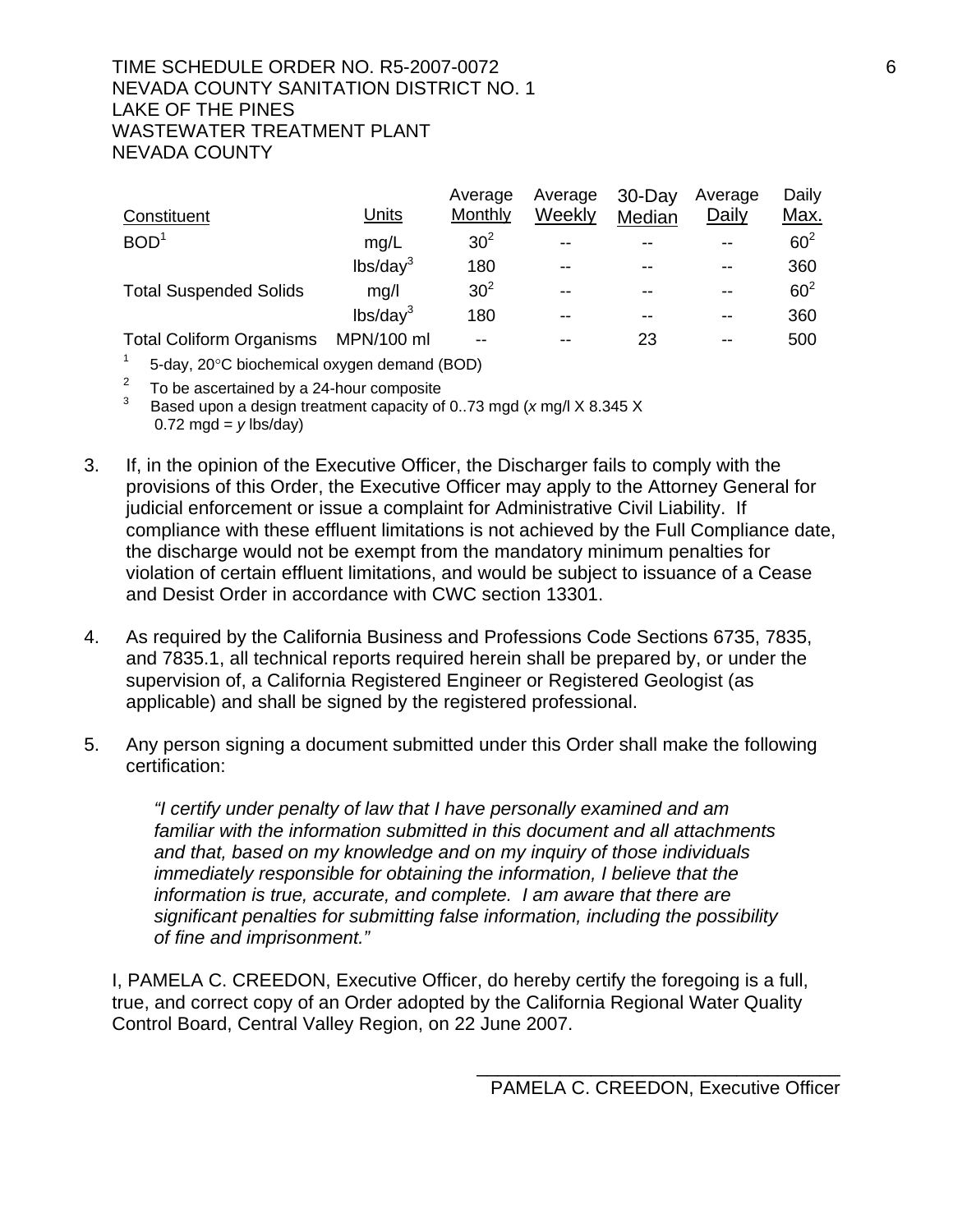| Constituent | Units | Average Monthly | Average Weekly | 30-Day Median | Average Daily | Daily Max. |
|---|---|---|---|---|---|---|
| BOD[1] | mg/L | 30[2] | -- | -- | -- | 60[2] |
| | lbs/day[3] | 180 | -- | -- | -- | 360 |
| Total Suspended Solids | mg/l | 30[2] | -- | -- | -- | 60[2] |
| | lbs/day[3] | 180 | -- | -- | -- | 360 |
| Total Coliform Organisms | MPN/100 ml | -- | -- | 23 | -- | 500 |

[1] 5-day, 20°C biochemical oxygen demand (BOD)

[2] To be ascertained by a 24-hour composite

[3] Based upon a design treatment capacity of 0..73 mgd (*x* mg/l X 8.345 X 0.72 mgd = *y* lbs/day)

3. If, in the opinion of the Executive Officer, the Discharger fails to comply with the provisions of this Order, the Executive Officer may apply to the Attorney General for judicial enforcement or issue a complaint for Administrative Civil Liability. If compliance with these effluent limitations is not achieved by the Full Compliance date, the discharge would not be exempt from the mandatory minimum penalties for violation of certain effluent limitations, and would be subject to issuance of a Cease and Desist Order in accordance with CWC section 13301.

4. As required by the California Business and Professions Code Sections 6735, 7835, and 7835.1, all technical reports required herein shall be prepared by, or under the supervision of, a California Registered Engineer or Registered Geologist (as applicable) and shall be signed by the registered professional.

5. Any person signing a document submitted under this Order shall make the following certification:

   *"I certify under penalty of law that I have personally examined and am familiar with the information submitted in this document and all attachments and that, based on my knowledge and on my inquiry of those individuals immediately responsible for obtaining the information, I believe that the information is true, accurate, and complete. I am aware that there are significant penalties for submitting false information, including the possibility of fine and imprisonment."*

I, PAMELA C. CREEDON, Executive Officer, do hereby certify the foregoing is a full, true, and correct copy of an Order adopted by the California Regional Water Quality Control Board, Central Valley Region, on 22 June 2007.

\_\_\_\_\_\_\_\_\_\_\_\_\_\_\_\_\_\_\_\_\_\_\_\_\_\_\_\_\_\_\_\_\_\_\_\_

PAMELA C. CREEDON, Executive Officer